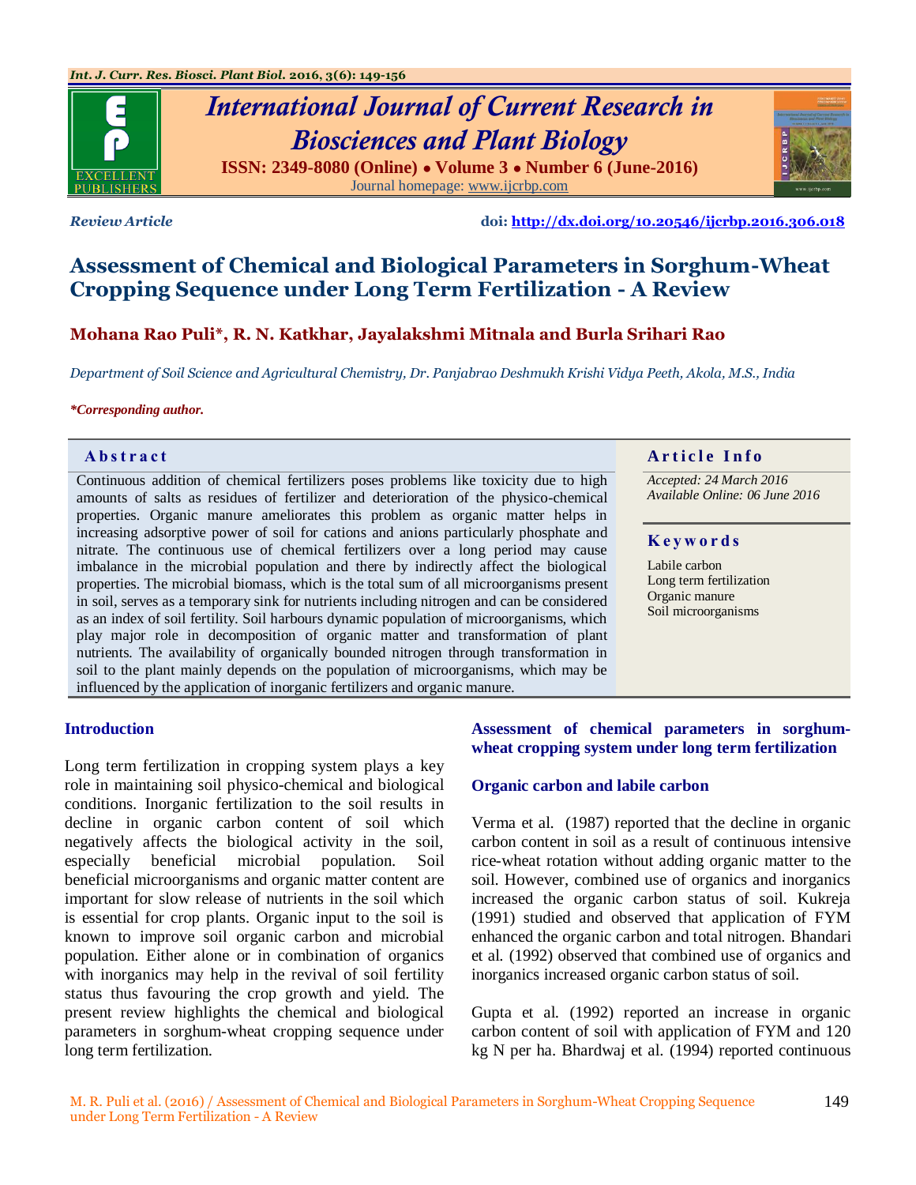Review Article

doi: http://dx.doi.org/10.20546/ijcrbp.2016.306.018

# Assessment of Chemical and Biological Parameters in Sorghum-Wheat Cropping Sequence under Long Term Fertilization - A Review

**Mohana Rao Puli\*, R. N. Katkhar, Jayalakshmi Mitnala and Burla Srihari Rao**

*Department of Soil Science and Agricultural Chemistry, Dr. Panjabrao Deshmukh Krishi Vidya Peeth, Akola, M.S., India*

*\*Corresponding author.*

## Abstract

Continuous addition of chemical fertilizers poses problems like toxicity due to high amounts of salts as residues of fertilizer and deterioration of the physico-chemical properties. Organic manure ameliorates this problem as organic matter helps in increasing adsorptive power of soil for cations and anions particularly phosphate and nitrate. The continuous use of chemical fertilizers over a long period may cause imbalance in the microbial population and there by indirectly affect the biological properties. The microbial biomass, which is the total sum of all microorganisms present in soil, serves as a temporary sink for nutrients including nitrogen and can be considered as an index of soil fertility. Soil harbours dynamic population of microorganisms, which play major role in decomposition of organic matter and transformation of plant nutrients. The availability of organically bounded nitrogen through transformation in soil to the plant mainly depends on the population of microorganisms, which may be influenced by the application of inorganic fertilizers and organic manure.

## Article Info

*Accepted: 24 March 2016*
*Available Online: 06 June 2016*

## Keywords

Labile carbon
Long term fertilization
Organic manure
Soil microorganisms

## Introduction

Long term fertilization in cropping system plays a key role in maintaining soil physico-chemical and biological conditions. Inorganic fertilization to the soil results in decline in organic carbon content of soil which negatively affects the biological activity in the soil, especially beneficial microbial population. Soil beneficial microorganisms and organic matter content are important for slow release of nutrients in the soil which is essential for crop plants. Organic input to the soil is known to improve soil organic carbon and microbial population. Either alone or in combination of organics with inorganics may help in the revival of soil fertility status thus favouring the crop growth and yield. The present review highlights the chemical and biological parameters in sorghum-wheat cropping sequence under long term fertilization.

## Assessment of chemical parameters in sorghum-wheat cropping system under long term fertilization

### Organic carbon and labile carbon

Verma et al. (1987) reported that the decline in organic carbon content in soil as a result of continuous intensive rice-wheat rotation without adding organic matter to the soil. However, combined use of organics and inorganics increased the organic carbon status of soil. Kukreja (1991) studied and observed that application of FYM enhanced the organic carbon and total nitrogen. Bhandari et al. (1992) observed that combined use of organics and inorganics increased organic carbon status of soil.

Gupta et al. (1992) reported an increase in organic carbon content of soil with application of FYM and 120 kg N per ha. Bhardwaj et al. (1994) reported continuous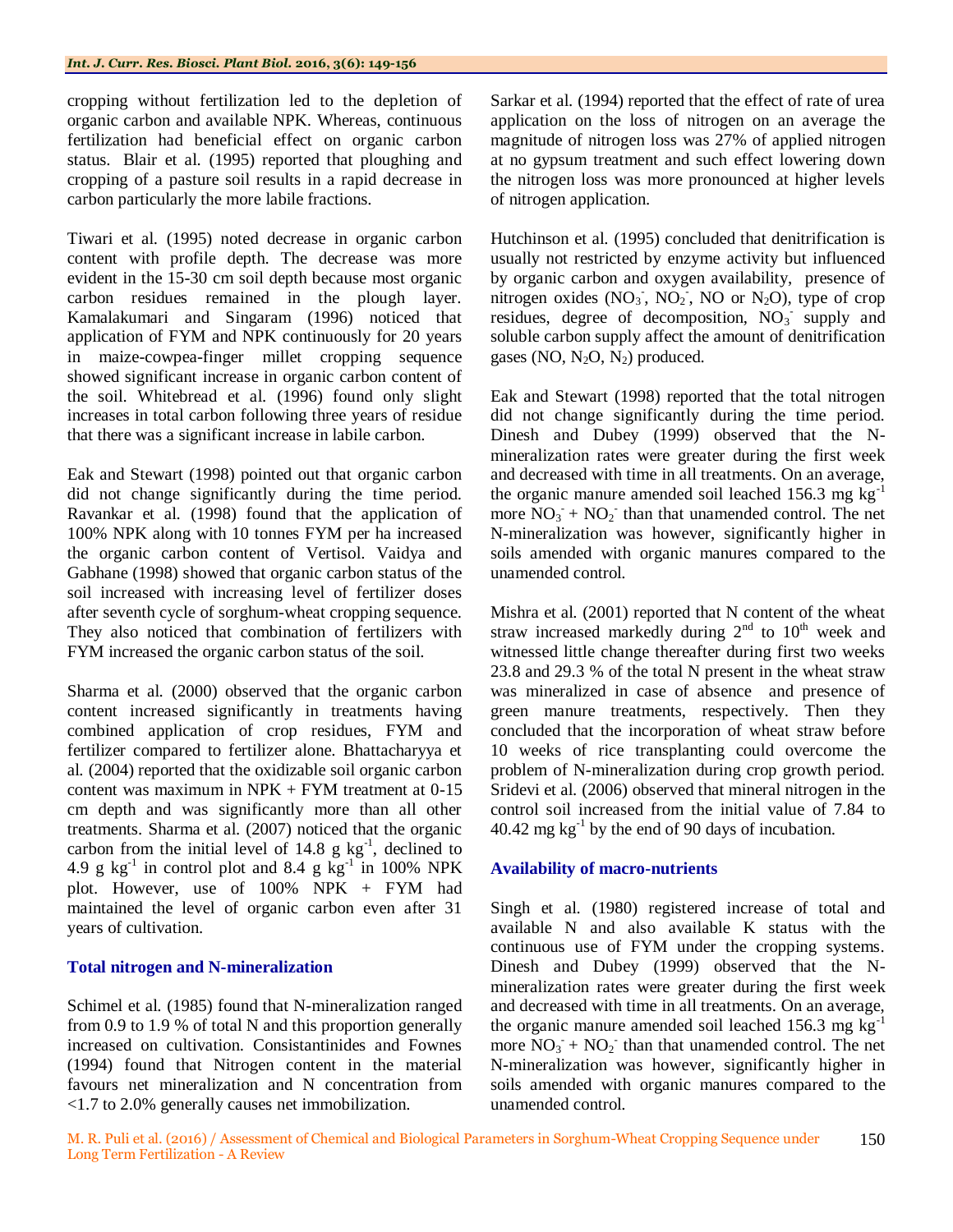cropping without fertilization led to the depletion of organic carbon and available NPK. Whereas, continuous fertilization had beneficial effect on organic carbon status. Blair et al. (1995) reported that ploughing and cropping of a pasture soil results in a rapid decrease in carbon particularly the more labile fractions.

Tiwari et al. (1995) noted decrease in organic carbon content with profile depth. The decrease was more evident in the 15-30 cm soil depth because most organic carbon residues remained in the plough layer. Kamalakumari and Singaram (1996) noticed that application of FYM and NPK continuously for 20 years in maize-cowpea-finger millet cropping sequence showed significant increase in organic carbon content of the soil. Whitebread et al. (1996) found only slight increases in total carbon following three years of residue that there was a significant increase in labile carbon.

Eak and Stewart (1998) pointed out that organic carbon did not change significantly during the time period. Ravankar et al. (1998) found that the application of 100% NPK along with 10 tonnes FYM per ha increased the organic carbon content of Vertisol. Vaidya and Gabhane (1998) showed that organic carbon status of the soil increased with increasing level of fertilizer doses after seventh cycle of sorghum-wheat cropping sequence. They also noticed that combination of fertilizers with FYM increased the organic carbon status of the soil.

Sharma et al. (2000) observed that the organic carbon content increased significantly in treatments having combined application of crop residues, FYM and fertilizer compared to fertilizer alone. Bhattacharyya et al. (2004) reported that the oxidizable soil organic carbon content was maximum in NPK + FYM treatment at 0-15 cm depth and was significantly more than all other treatments. Sharma et al. (2007) noticed that the organic carbon from the initial level of 14.8 g $kg^{-1}$, declined to 4.9 g $kg^{-1}$ in control plot and 8.4 g $kg^{-1}$ in 100% NPK plot. However, use of 100% NPK + FYM had maintained the level of organic carbon even after 31 years of cultivation.

## Total nitrogen and N-mineralization

Schimel et al. (1985) found that N-mineralization ranged from 0.9 to 1.9 % of total N and this proportion generally increased on cultivation. Consistantinides and Fownes (1994) found that Nitrogen content in the material favours net mineralization and N concentration from <1.7 to 2.0% generally causes net immobilization.

Sarkar et al. (1994) reported that the effect of rate of urea application on the loss of nitrogen on an average the magnitude of nitrogen loss was 27% of applied nitrogen at no gypsum treatment and such effect lowering down the nitrogen loss was more pronounced at higher levels of nitrogen application.

Hutchinson et al. (1995) concluded that denitrification is usually not restricted by enzyme activity but influenced by organic carbon and oxygen availability, presence of nitrogen oxides ($NO_3^-$, $NO_2^-$, NO or $N_2O$), type of crop residues, degree of decomposition, $NO_3^-$ supply and soluble carbon supply affect the amount of denitrification gases (NO, $N_2O$, $N_2$) produced.

Eak and Stewart (1998) reported that the total nitrogen did not change significantly during the time period. Dinesh and Dubey (1999) observed that the N-mineralization rates were greater during the first week and decreased with time in all treatments. On an average, the organic manure amended soil leached 156.3 mg $kg^{-1}$ more $NO_3^-$ + $NO_2^-$ than that unamended control. The net N-mineralization was however, significantly higher in soils amended with organic manures compared to the unamended control.

Mishra et al. (2001) reported that N content of the wheat straw increased markedly during 2nd to 10th week and witnessed little change thereafter during first two weeks 23.8 and 29.3 % of the total N present in the wheat straw was mineralized in case of absence and presence of green manure treatments, respectively. Then they concluded that the incorporation of wheat straw before 10 weeks of rice transplanting could overcome the problem of N-mineralization during crop growth period. Sridevi et al. (2006) observed that mineral nitrogen in the control soil increased from the initial value of 7.84 to 40.42 mg $kg^{-1}$ by the end of 90 days of incubation.

## Availability of macro-nutrients

Singh et al. (1980) registered increase of total and available N and also available K status with the continuous use of FYM under the cropping systems. Dinesh and Dubey (1999) observed that the N-mineralization rates were greater during the first week and decreased with time in all treatments. On an average, the organic manure amended soil leached 156.3 mg $kg^{-1}$ more $NO_3^-$ + $NO_2^-$ than that unamended control. The net N-mineralization was however, significantly higher in soils amended with organic manures compared to the unamended control.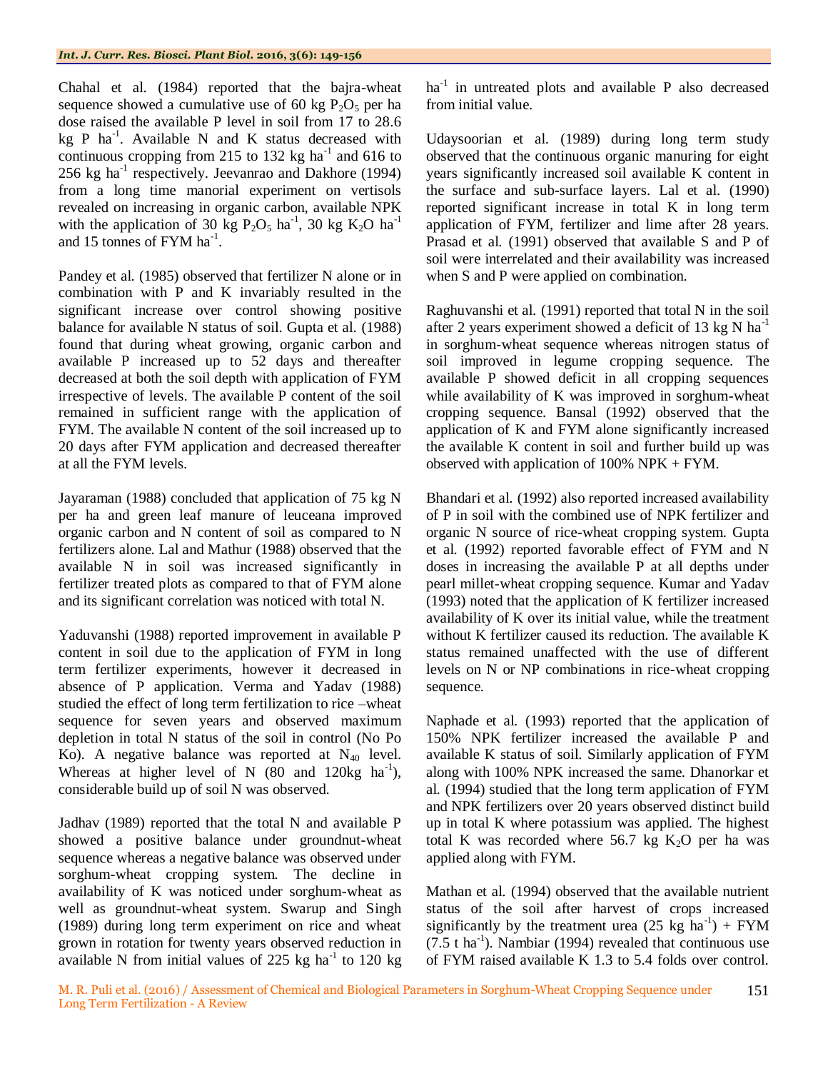Chahal et al. (1984) reported that the bajra-wheat sequence showed a cumulative use of 60 kg $P_2O_5$ per ha dose raised the available P level in soil from 17 to 28.6 kg P ha$^{-1}$. Available N and K status decreased with continuous cropping from 215 to 132 kg ha$^{-1}$ and 616 to 256 kg ha$^{-1}$ respectively. Jeevanrao and Dakhore (1994) from a long time manorial experiment on vertisols revealed on increasing in organic carbon, available NPK with the application of 30 kg $P_2O_5$ ha$^{-1}$, 30 kg $K_2O$ ha$^{-1}$ and 15 tonnes of FYM ha$^{-1}$.

Pandey et al. (1985) observed that fertilizer N alone or in combination with P and K invariably resulted in the significant increase over control showing positive balance for available N status of soil. Gupta et al. (1988) found that during wheat growing, organic carbon and available P increased up to 52 days and thereafter decreased at both the soil depth with application of FYM irrespective of levels. The available P content of the soil remained in sufficient range with the application of FYM. The available N content of the soil increased up to 20 days after FYM application and decreased thereafter at all the FYM levels.

Jayaraman (1988) concluded that application of 75 kg N per ha and green leaf manure of leuceana improved organic carbon and N content of soil as compared to N fertilizers alone. Lal and Mathur (1988) observed that the available N in soil was increased significantly in fertilizer treated plots as compared to that of FYM alone and its significant correlation was noticed with total N.

Yaduvanshi (1988) reported improvement in available P content in soil due to the application of FYM in long term fertilizer experiments, however it decreased in absence of P application. Verma and Yadav (1988) studied the effect of long term fertilization to rice –wheat sequence for seven years and observed maximum depletion in total N status of the soil in control (No Po Ko). A negative balance was reported at $N_{40}$ level. Whereas at higher level of N (80 and 120kg ha$^{-1}$), considerable build up of soil N was observed.

Jadhav (1989) reported that the total N and available P showed a positive balance under groundnut-wheat sequence whereas a negative balance was observed under sorghum-wheat cropping system. The decline in availability of K was noticed under sorghum-wheat as well as groundnut-wheat system. Swarup and Singh (1989) during long term experiment on rice and wheat grown in rotation for twenty years observed reduction in available N from initial values of 225 kg ha$^{-1}$ to 120 kg ha$^{-1}$ in untreated plots and available P also decreased from initial value.

Udaysoorian et al. (1989) during long term study observed that the continuous organic manuring for eight years significantly increased soil available K content in the surface and sub-surface layers. Lal et al. (1990) reported significant increase in total K in long term application of FYM, fertilizer and lime after 28 years. Prasad et al. (1991) observed that available S and P of soil were interrelated and their availability was increased when S and P were applied on combination.

Raghuvanshi et al. (1991) reported that total N in the soil after 2 years experiment showed a deficit of 13 kg N ha$^{-1}$ in sorghum-wheat sequence whereas nitrogen status of soil improved in legume cropping sequence. The available P showed deficit in all cropping sequences while availability of K was improved in sorghum-wheat cropping sequence. Bansal (1992) observed that the application of K and FYM alone significantly increased the available K content in soil and further build up was observed with application of 100% NPK + FYM.

Bhandari et al. (1992) also reported increased availability of P in soil with the combined use of NPK fertilizer and organic N source of rice-wheat cropping system. Gupta et al. (1992) reported favorable effect of FYM and N doses in increasing the available P at all depths under pearl millet-wheat cropping sequence. Kumar and Yadav (1993) noted that the application of K fertilizer increased availability of K over its initial value, while the treatment without K fertilizer caused its reduction. The available K status remained unaffected with the use of different levels on N or NP combinations in rice-wheat cropping sequence.

Naphade et al. (1993) reported that the application of 150% NPK fertilizer increased the available P and available K status of soil. Similarly application of FYM along with 100% NPK increased the same. Dhanorkar et al. (1994) studied that the long term application of FYM and NPK fertilizers over 20 years observed distinct build up in total K where potassium was applied. The highest total K was recorded where 56.7 kg $K_2O$ per ha was applied along with FYM.

Mathan et al. (1994) observed that the available nutrient status of the soil after harvest of crops increased significantly by the treatment urea (25 kg ha$^{-1}$) + FYM (7.5 t ha$^{-1}$). Nambiar (1994) revealed that continuous use of FYM raised available K 1.3 to 5.4 folds over control.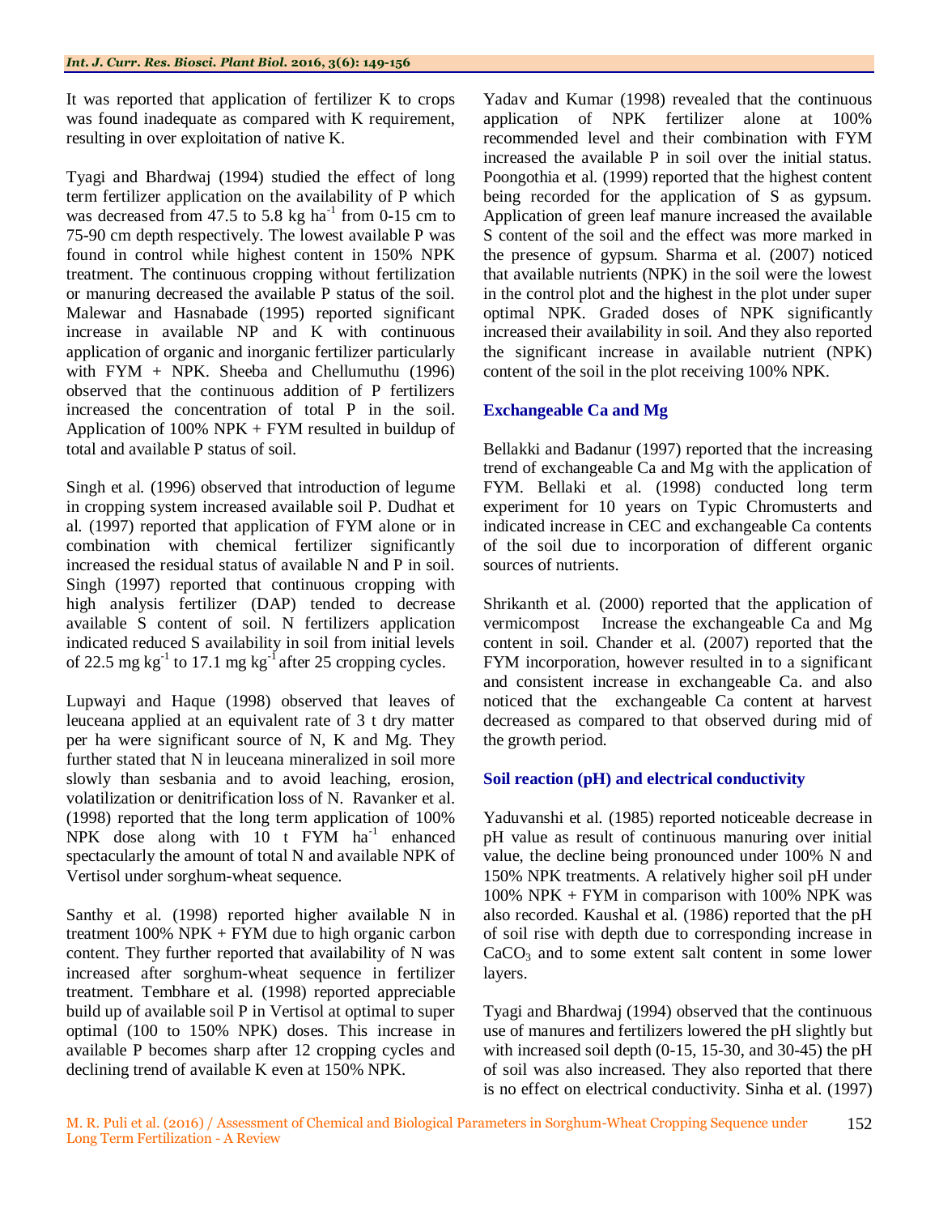It was reported that application of fertilizer K to crops was found inadequate as compared with K requirement, resulting in over exploitation of native K.

Tyagi and Bhardwaj (1994) studied the effect of long term fertilizer application on the availability of P which was decreased from 47.5 to 5.8 kg $ha^{-1}$ from 0-15 cm to 75-90 cm depth respectively. The lowest available P was found in control while highest content in 150% NPK treatment. The continuous cropping without fertilization or manuring decreased the available P status of the soil. Malewar and Hasnabade (1995) reported significant increase in available NP and K with continuous application of organic and inorganic fertilizer particularly with FYM + NPK. Sheeba and Chellumuthu (1996) observed that the continuous addition of P fertilizers increased the concentration of total P in the soil. Application of 100% NPK + FYM resulted in buildup of total and available P status of soil.

Singh et al. (1996) observed that introduction of legume in cropping system increased available soil P. Dudhat et al. (1997) reported that application of FYM alone or in combination with chemical fertilizer significantly increased the residual status of available N and P in soil. Singh (1997) reported that continuous cropping with high analysis fertilizer (DAP) tended to decrease available S content of soil. N fertilizers application indicated reduced S availability in soil from initial levels of 22.5 mg $kg^{-1}$ to 17.1 mg $kg^{-1}$ after 25 cropping cycles.

Lupwayi and Haque (1998) observed that leaves of leuceana applied at an equivalent rate of 3 t dry matter per ha were significant source of N, K and Mg. They further stated that N in leuceana mineralized in soil more slowly than sesbania and to avoid leaching, erosion, volatilization or denitrification loss of N. Ravanker et al. (1998) reported that the long term application of 100% NPK dose along with 10 t FYM $ha^{-1}$ enhanced spectacularly the amount of total N and available NPK of Vertisol under sorghum-wheat sequence.

Santhy et al. (1998) reported higher available N in treatment 100% NPK + FYM due to high organic carbon content. They further reported that availability of N was increased after sorghum-wheat sequence in fertilizer treatment. Tembhare et al. (1998) reported appreciable build up of available soil P in Vertisol at optimal to super optimal (100 to 150% NPK) doses. This increase in available P becomes sharp after 12 cropping cycles and declining trend of available K even at 150% NPK.

Yadav and Kumar (1998) revealed that the continuous application of NPK fertilizer alone at 100% recommended level and their combination with FYM increased the available P in soil over the initial status. Poongothia et al. (1999) reported that the highest content being recorded for the application of S as gypsum. Application of green leaf manure increased the available S content of the soil and the effect was more marked in the presence of gypsum. Sharma et al. (2007) noticed that available nutrients (NPK) in the soil were the lowest in the control plot and the highest in the plot under super optimal NPK. Graded doses of NPK significantly increased their availability in soil. And they also reported the significant increase in available nutrient (NPK) content of the soil in the plot receiving 100% NPK.

## Exchangeable Ca and Mg

Bellakki and Badanur (1997) reported that the increasing trend of exchangeable Ca and Mg with the application of FYM. Bellaki et al. (1998) conducted long term experiment for 10 years on Typic Chromusterts and indicated increase in CEC and exchangeable Ca contents of the soil due to incorporation of different organic sources of nutrients.

Shrikanth et al. (2000) reported that the application of vermicompost Increase the exchangeable Ca and Mg content in soil. Chander et al. (2007) reported that the FYM incorporation, however resulted in to a significant and consistent increase in exchangeable Ca. and also noticed that the exchangeable Ca content at harvest decreased as compared to that observed during mid of the growth period.

## Soil reaction (pH) and electrical conductivity

Yaduvanshi et al. (1985) reported noticeable decrease in pH value as result of continuous manuring over initial value, the decline being pronounced under 100% N and 150% NPK treatments. A relatively higher soil pH under 100% NPK + FYM in comparison with 100% NPK was also recorded. Kaushal et al. (1986) reported that the pH of soil rise with depth due to corresponding increase in $CaCO_3$ and to some extent salt content in some lower layers.

Tyagi and Bhardwaj (1994) observed that the continuous use of manures and fertilizers lowered the pH slightly but with increased soil depth (0-15, 15-30, and 30-45) the pH of soil was also increased. They also reported that there is no effect on electrical conductivity. Sinha et al. (1997)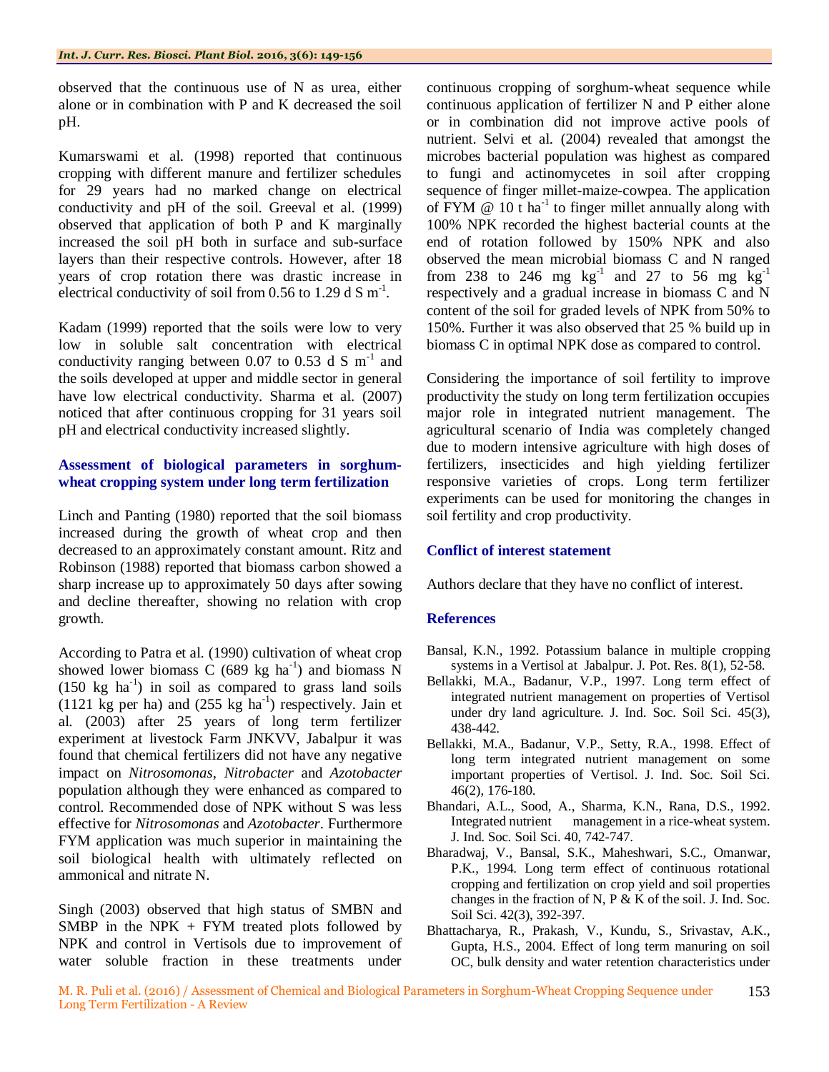observed that the continuous use of N as urea, either alone or in combination with P and K decreased the soil pH.

Kumarswami et al. (1998) reported that continuous cropping with different manure and fertilizer schedules for 29 years had no marked change on electrical conductivity and pH of the soil. Greeval et al. (1999) observed that application of both P and K marginally increased the soil pH both in surface and sub-surface layers than their respective controls. However, after 18 years of crop rotation there was drastic increase in electrical conductivity of soil from 0.56 to 1.29 d S $m^{-1}$.

Kadam (1999) reported that the soils were low to very low in soluble salt concentration with electrical conductivity ranging between 0.07 to 0.53 d S $m^{-1}$ and the soils developed at upper and middle sector in general have low electrical conductivity. Sharma et al. (2007) noticed that after continuous cropping for 31 years soil pH and electrical conductivity increased slightly.

### Assessment of biological parameters in sorghum-wheat cropping system under long term fertilization

Linch and Panting (1980) reported that the soil biomass increased during the growth of wheat crop and then decreased to an approximately constant amount. Ritz and Robinson (1988) reported that biomass carbon showed a sharp increase up to approximately 50 days after sowing and decline thereafter, showing no relation with crop growth.

According to Patra et al. (1990) cultivation of wheat crop showed lower biomass C (689 kg $ha^{-1}$) and biomass N (150 kg $ha^{-1}$) in soil as compared to grass land soils (1121 kg per ha) and (255 kg $ha^{-1}$) respectively. Jain et al. (2003) after 25 years of long term fertilizer experiment at livestock Farm JNKVV, Jabalpur it was found that chemical fertilizers did not have any negative impact on *Nitrosomonas*, *Nitrobacter* and *Azotobacter* population although they were enhanced as compared to control. Recommended dose of NPK without S was less effective for *Nitrosomonas* and *Azotobacter*. Furthermore FYM application was much superior in maintaining the soil biological health with ultimately reflected on ammonical and nitrate N.

Singh (2003) observed that high status of SMBN and SMBP in the NPK + FYM treated plots followed by NPK and control in Vertisols due to improvement of water soluble fraction in these treatments under continuous cropping of sorghum-wheat sequence while continuous application of fertilizer N and P either alone or in combination did not improve active pools of nutrient. Selvi et al. (2004) revealed that amongst the microbes bacterial population was highest as compared to fungi and actinomycetes in soil after cropping sequence of finger millet-maize-cowpea. The application of FYM @ 10 t $ha^{-1}$ to finger millet annually along with 100% NPK recorded the highest bacterial counts at the end of rotation followed by 150% NPK and also observed the mean microbial biomass C and N ranged from 238 to 246 mg $kg^{-1}$ and 27 to 56 mg $kg^{-1}$ respectively and a gradual increase in biomass C and N content of the soil for graded levels of NPK from 50% to 150%. Further it was also observed that 25 % build up in biomass C in optimal NPK dose as compared to control.

Considering the importance of soil fertility to improve productivity the study on long term fertilization occupies major role in integrated nutrient management. The agricultural scenario of India was completely changed due to modern intensive agriculture with high doses of fertilizers, insecticides and high yielding fertilizer responsive varieties of crops. Long term fertilizer experiments can be used for monitoring the changes in soil fertility and crop productivity.

## Conflict of interest statement

Authors declare that they have no conflict of interest.

## References

Bansal, K.N., 1992. Potassium balance in multiple cropping systems in a Vertisol at Jabalpur. J. Pot. Res. 8(1), 52-58.

Bellakki, M.A., Badanur, V.P., 1997. Long term effect of integrated nutrient management on properties of Vertisol under dry land agriculture. J. Ind. Soc. Soil Sci. 45(3), 438-442.

Bellakki, M.A., Badanur, V.P., Setty, R.A., 1998. Effect of long term integrated nutrient management on some important properties of Vertisol. J. Ind. Soc. Soil Sci. 46(2), 176-180.

Bhandari, A.L., Sood, A., Sharma, K.N., Rana, D.S., 1992. Integrated nutrient management in a rice-wheat system. J. Ind. Soc. Soil Sci. 40, 742-747.

Bharadwaj, V., Bansal, S.K., Maheshwari, S.C., Omanwar, P.K., 1994. Long term effect of continuous rotational cropping and fertilization on crop yield and soil properties changes in the fraction of N, P & K of the soil. J. Ind. Soc. Soil Sci. 42(3), 392-397.

Bhattacharya, R., Prakash, V., Kundu, S., Srivastav, A.K., Gupta, H.S., 2004. Effect of long term manuring on soil OC, bulk density and water retention characteristics under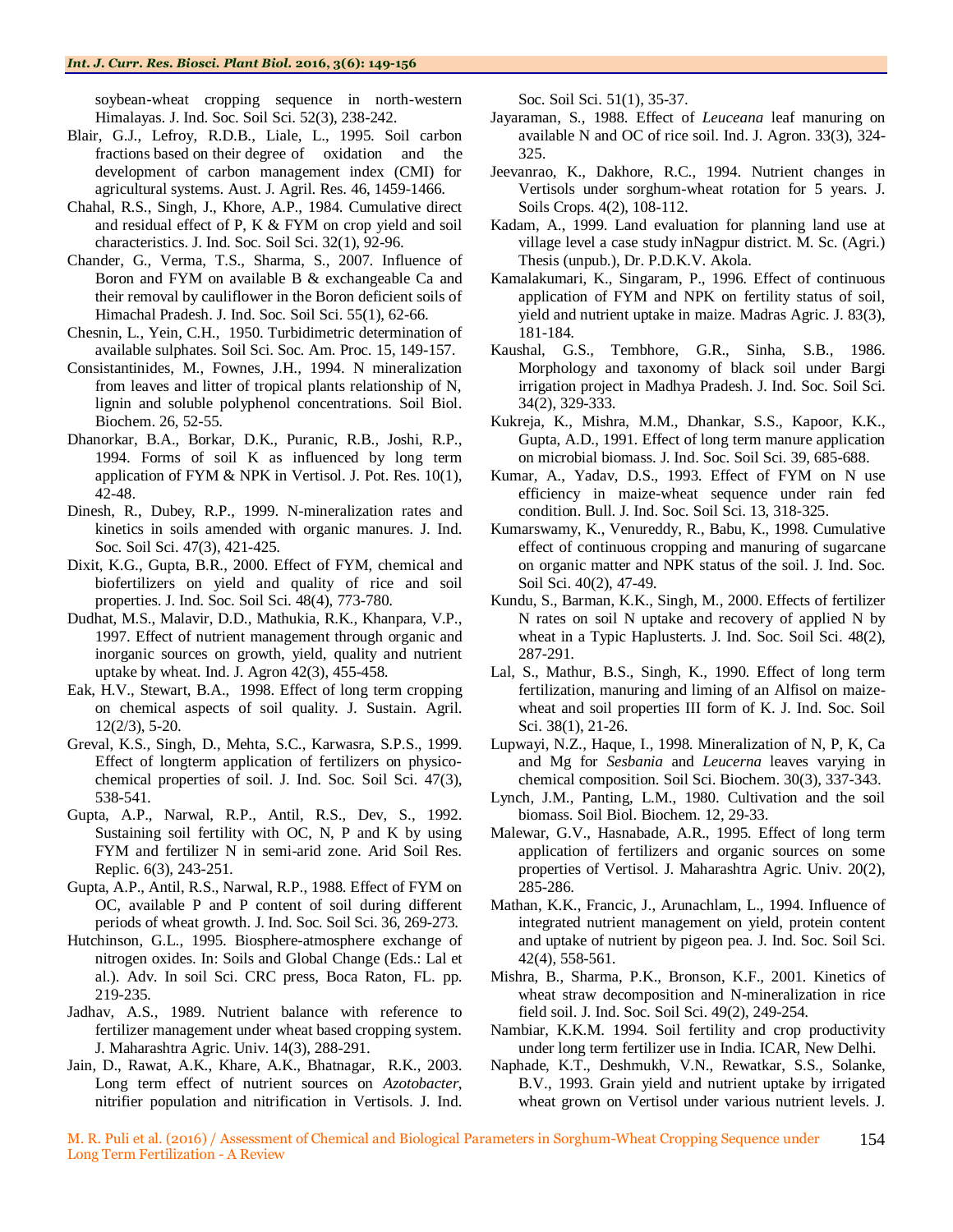soybean-wheat cropping sequence in north-western Himalayas. J. Ind. Soc. Soil Sci. 52(3), 238-242.

Blair, G.J., Lefroy, R.D.B., Liale, L., 1995. Soil carbon fractions based on their degree of oxidation and the development of carbon management index (CMI) for agricultural systems. Aust. J. Agril. Res. 46, 1459-1466.

Chahal, R.S., Singh, J., Khore, A.P., 1984. Cumulative direct and residual effect of P, K & FYM on crop yield and soil characteristics. J. Ind. Soc. Soil Sci. 32(1), 92-96.

Chander, G., Verma, T.S., Sharma, S., 2007. Influence of Boron and FYM on available B & exchangeable Ca and their removal by cauliflower in the Boron deficient soils of Himachal Pradesh. J. Ind. Soc. Soil Sci. 55(1), 62-66.

Chesnin, L., Yein, C.H., 1950. Turbidimetric determination of available sulphates. Soil Sci. Soc. Am. Proc. 15, 149-157.

Consistantinides, M., Fownes, J.H., 1994. N mineralization from leaves and litter of tropical plants relationship of N, lignin and soluble polyphenol concentrations. Soil Biol. Biochem. 26, 52-55.

Dhanorkar, B.A., Borkar, D.K., Puranic, R.B., Joshi, R.P., 1994. Forms of soil K as influenced by long term application of FYM & NPK in Vertisol. J. Pot. Res. 10(1), 42-48.

Dinesh, R., Dubey, R.P., 1999. N-mineralization rates and kinetics in soils amended with organic manures. J. Ind. Soc. Soil Sci. 47(3), 421-425.

Dixit, K.G., Gupta, B.R., 2000. Effect of FYM, chemical and biofertilizers on yield and quality of rice and soil properties. J. Ind. Soc. Soil Sci. 48(4), 773-780.

Dudhat, M.S., Malavir, D.D., Mathukia, R.K., Khanpara, V.P., 1997. Effect of nutrient management through organic and inorganic sources on growth, yield, quality and nutrient uptake by wheat. Ind. J. Agron 42(3), 455-458.

Eak, H.V., Stewart, B.A., 1998. Effect of long term cropping on chemical aspects of soil quality. J. Sustain. Agril. 12(2/3), 5-20.

Greval, K.S., Singh, D., Mehta, S.C., Karwasra, S.P.S., 1999. Effect of longterm application of fertilizers on physico-chemical properties of soil. J. Ind. Soc. Soil Sci. 47(3), 538-541.

Gupta, A.P., Narwal, R.P., Antil, R.S., Dev, S., 1992. Sustaining soil fertility with OC, N, P and K by using FYM and fertilizer N in semi-arid zone. Arid Soil Res. Replic. 6(3), 243-251.

Gupta, A.P., Antil, R.S., Narwal, R.P., 1988. Effect of FYM on OC, available P and P content of soil during different periods of wheat growth. J. Ind. Soc. Soil Sci. 36, 269-273.

Hutchinson, G.L., 1995. Biosphere-atmosphere exchange of nitrogen oxides. In: Soils and Global Change (Eds.: Lal et al.). Adv. In soil Sci. CRC press, Boca Raton, FL. pp. 219-235.

Jadhav, A.S., 1989. Nutrient balance with reference to fertilizer management under wheat based cropping system. J. Maharashtra Agric. Univ. 14(3), 288-291.

Jain, D., Rawat, A.K., Khare, A.K., Bhatnagar, R.K., 2003. Long term effect of nutrient sources on *Azotobacter*, nitrifier population and nitrification in Vertisols. J. Ind. Soc. Soil Sci. 51(1), 35-37.

Jayaraman, S., 1988. Effect of *Leuceana* leaf manuring on available N and OC of rice soil. Ind. J. Agron. 33(3), 324-325.

Jeevanrao, K., Dakhore, R.C., 1994. Nutrient changes in Vertisols under sorghum-wheat rotation for 5 years. J. Soils Crops. 4(2), 108-112.

Kadam, A., 1999. Land evaluation for planning land use at village level a case study inNagpur district. M. Sc. (Agri.) Thesis (unpub.), Dr. P.D.K.V. Akola.

Kamalakumari, K., Singaram, P., 1996. Effect of continuous application of FYM and NPK on fertility status of soil, yield and nutrient uptake in maize. Madras Agric. J. 83(3), 181-184.

Kaushal, G.S., Tembhore, G.R., Sinha, S.B., 1986. Morphology and taxonomy of black soil under Bargi irrigation project in Madhya Pradesh. J. Ind. Soc. Soil Sci. 34(2), 329-333.

Kukreja, K., Mishra, M.M., Dhankar, S.S., Kapoor, K.K., Gupta, A.D., 1991. Effect of long term manure application on microbial biomass. J. Ind. Soc. Soil Sci. 39, 685-688.

Kumar, A., Yadav, D.S., 1993. Effect of FYM on N use efficiency in maize-wheat sequence under rain fed condition. Bull. J. Ind. Soc. Soil Sci. 13, 318-325.

Kumarswamy, K., Venureddy, R., Babu, K., 1998. Cumulative effect of continuous cropping and manuring of sugarcane on organic matter and NPK status of the soil. J. Ind. Soc. Soil Sci. 40(2), 47-49.

Kundu, S., Barman, K.K., Singh, M., 2000. Effects of fertilizer N rates on soil N uptake and recovery of applied N by wheat in a Typic Haplusterts. J. Ind. Soc. Soil Sci. 48(2), 287-291.

Lal, S., Mathur, B.S., Singh, K., 1990. Effect of long term fertilization, manuring and liming of an Alfisol on maize-wheat and soil properties III form of K. J. Ind. Soc. Soil Sci. 38(1), 21-26.

Lupwayi, N.Z., Haque, I., 1998. Mineralization of N, P, K, Ca and Mg for *Sesbania* and *Leucerna* leaves varying in chemical composition. Soil Sci. Biochem. 30(3), 337-343.

Lynch, J.M., Panting, L.M., 1980. Cultivation and the soil biomass. Soil Biol. Biochem. 12, 29-33.

Malewar, G.V., Hasnabade, A.R., 1995. Effect of long term application of fertilizers and organic sources on some properties of Vertisol. J. Maharashtra Agric. Univ. 20(2), 285-286.

Mathan, K.K., Francic, J., Arunachlam, L., 1994. Influence of integrated nutrient management on yield, protein content and uptake of nutrient by pigeon pea. J. Ind. Soc. Soil Sci. 42(4), 558-561.

Mishra, B., Sharma, P.K., Bronson, K.F., 2001. Kinetics of wheat straw decomposition and N-mineralization in rice field soil. J. Ind. Soc. Soil Sci. 49(2), 249-254.

Nambiar, K.K.M. 1994. Soil fertility and crop productivity under long term fertilizer use in India. ICAR, New Delhi.

Naphade, K.T., Deshmukh, V.N., Rewatkar, S.S., Solanke, B.V., 1993. Grain yield and nutrient uptake by irrigated wheat grown on Vertisol under various nutrient levels. J.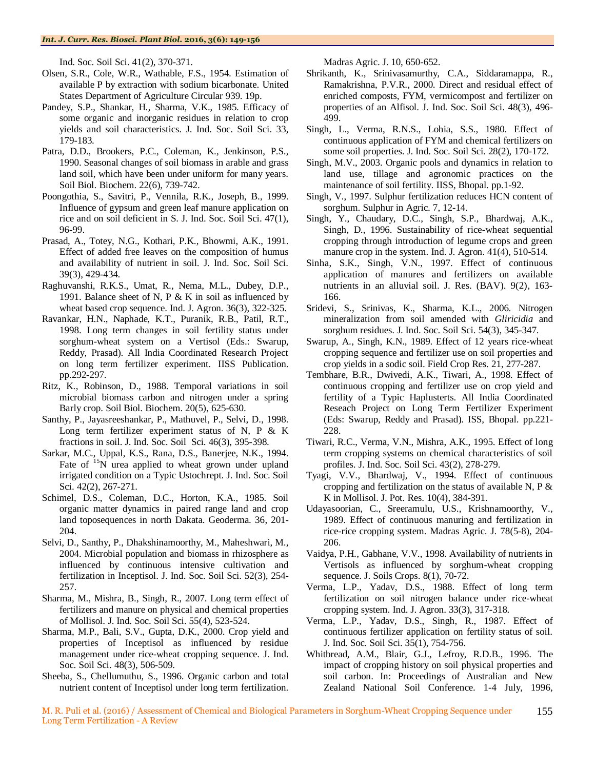Ind. Soc. Soil Sci. 41(2), 370-371.

Olsen, S.R., Cole, W.R., Wathable, F.S., 1954. Estimation of available P by extraction with sodium bicarbonate. United States Department of Agriculture Circular 939. 19p.

Pandey, S.P., Shankar, H., Sharma, V.K., 1985. Efficacy of some organic and inorganic residues in relation to crop yields and soil characteristics. J. Ind. Soc. Soil Sci. 33, 179-183.

Patra, D.D., Brookers, P.C., Coleman, K., Jenkinson, P.S., 1990. Seasonal changes of soil biomass in arable and grass land soil, which have been under uniform for many years. Soil Biol. Biochem. 22(6), 739-742.

Poongothia, S., Savitri, P., Vennila, R.K., Joseph, B., 1999. Influence of gypsum and green leaf manure application on rice and on soil deficient in S. J. Ind. Soc. Soil Sci. 47(1), 96-99.

Prasad, A., Totey, N.G., Kothari, P.K., Bhowmi, A.K., 1991. Effect of added free leaves on the composition of humus and availability of nutrient in soil. J. Ind. Soc. Soil Sci. 39(3), 429-434.

Raghuvanshi, R.K.S., Umat, R., Nema, M.L., Dubey, D.P., 1991. Balance sheet of N, P & K in soil as influenced by wheat based crop sequence. Ind. J. Agron. 36(3), 322-325.

Ravankar, H.N., Naphade, K.T., Puranik, R.B., Patil, R.T., 1998. Long term changes in soil fertility status under sorghum-wheat system on a Vertisol (Eds.: Swarup, Reddy, Prasad). All India Coordinated Research Project on long term fertilizer experiment. IISS Publication. pp.292-297.

Ritz, K., Robinson, D., 1988. Temporal variations in soil microbial biomass carbon and nitrogen under a spring Barly crop. Soil Biol. Biochem. 20(5), 625-630.

Santhy, P., Jayasreeshankar, P., Mathuvel, P., Selvi, D., 1998. Long term fertilizer experiment status of N, P & K fractions in soil. J. Ind. Soc. Soil Sci. 46(3), 395-398.

Sarkar, M.C., Uppal, K.S., Rana, D.S., Banerjee, N.K., 1994. Fate of $^{15}N$ urea applied to wheat grown under upland irrigated condition on a Typic Ustochrept. J. Ind. Soc. Soil Sci. 42(2), 267-271.

Schimel, D.S., Coleman, D.C., Horton, K.A., 1985. Soil organic matter dynamics in paired range land and crop land toposequences in north Dakata. Geoderma. 36, 201-204.

Selvi, D., Santhy, P., Dhakshinamoorthy, M., Maheshwari, M., 2004. Microbial population and biomass in rhizosphere as influenced by continuous intensive cultivation and fertilization in Inceptisol. J. Ind. Soc. Soil Sci. 52(3), 254-257.

Sharma, M., Mishra, B., Singh, R., 2007. Long term effect of fertilizers and manure on physical and chemical properties of Mollisol. J. Ind. Soc. Soil Sci. 55(4), 523-524.

Sharma, M.P., Bali, S.V., Gupta, D.K., 2000. Crop yield and properties of Inceptisol as influenced by residue management under rice-wheat cropping sequence. J. Ind. Soc. Soil Sci. 48(3), 506-509.

Sheeba, S., Chellumuthu, S., 1996. Organic carbon and total nutrient content of Inceptisol under long term fertilization. Madras Agric. J. 10, 650-652.

Shrikanth, K., Srinivasamurthy, C.A., Siddaramappa, R., Ramakrishna, P.V.R., 2000. Direct and residual effect of enriched composts, FYM, vermicompost and fertilizer on properties of an Alfisol. J. Ind. Soc. Soil Sci. 48(3), 496-499.

Singh, L., Verma, R.N.S., Lohia, S.S., 1980. Effect of continuous application of FYM and chemical fertilizers on some soil properties. J. Ind. Soc. Soil Sci. 28(2), 170-172.

Singh, M.V., 2003. Organic pools and dynamics in relation to land use, tillage and agronomic practices on the maintenance of soil fertility. IISS, Bhopal. pp.1-92.

Singh, V., 1997. Sulphur fertilization reduces HCN content of sorghum. Sulphur in Agric. 7, 12-14.

Singh, Y., Chaudary, D.C., Singh, S.P., Bhardwaj, A.K., Singh, D., 1996. Sustainability of rice-wheat sequential cropping through introduction of legume crops and green manure crop in the system. Ind. J. Agron. 41(4), 510-514.

Sinha, S.K., Singh, V.N., 1997. Effect of continuous application of manures and fertilizers on available nutrients in an alluvial soil. J. Res. (BAV). 9(2), 163-166.

Sridevi, S., Srinivas, K., Sharma, K.L., 2006. Nitrogen mineralization from soil amended with *Gliricidia* and sorghum residues. J. Ind. Soc. Soil Sci. 54(3), 345-347.

Swarup, A., Singh, K.N., 1989. Effect of 12 years rice-wheat cropping sequence and fertilizer use on soil properties and crop yields in a sodic soil. Field Crop Res. 21, 277-287.

Tembhare, B.R., Dwivedi, A.K., Tiwari, A., 1998. Effect of continuous cropping and fertilizer use on crop yield and fertility of a Typic Haplusterts. All India Coordinated Reseach Project on Long Term Fertilizer Experiment (Eds: Swarup, Reddy and Prasad). ISS, Bhopal. pp.221-228.

Tiwari, R.C., Verma, V.N., Mishra, A.K., 1995. Effect of long term cropping systems on chemical characteristics of soil profiles. J. Ind. Soc. Soil Sci. 43(2), 278-279.

Tyagi, V.V., Bhardwaj, V., 1994. Effect of continuous cropping and fertilization on the status of available N, P & K in Mollisol. J. Pot. Res. 10(4), 384-391.

Udayasoorian, C., Sreeramulu, U.S., Krishnamoorthy, V., 1989. Effect of continuous manuring and fertilization in rice-rice cropping system. Madras Agric. J. 78(5-8), 204-206.

Vaidya, P.H., Gabhane, V.V., 1998. Availability of nutrients in Vertisols as influenced by sorghum-wheat cropping sequence. J. Soils Crops. 8(1), 70-72.

Verma, L.P., Yadav, D.S., 1988. Effect of long term fertilization on soil nitrogen balance under rice-wheat cropping system. Ind. J. Agron. 33(3), 317-318.

Verma, L.P., Yadav, D.S., Singh, R., 1987. Effect of continuous fertilizer application on fertility status of soil. J. Ind. Soc. Soil Sci. 35(1), 754-756.

Whitbread, A.M., Blair, G.J., Lefroy, R.D.B., 1996. The impact of cropping history on soil physical properties and soil carbon. In: Proceedings of Australian and New Zealand National Soil Conference. 1-4 July, 1996,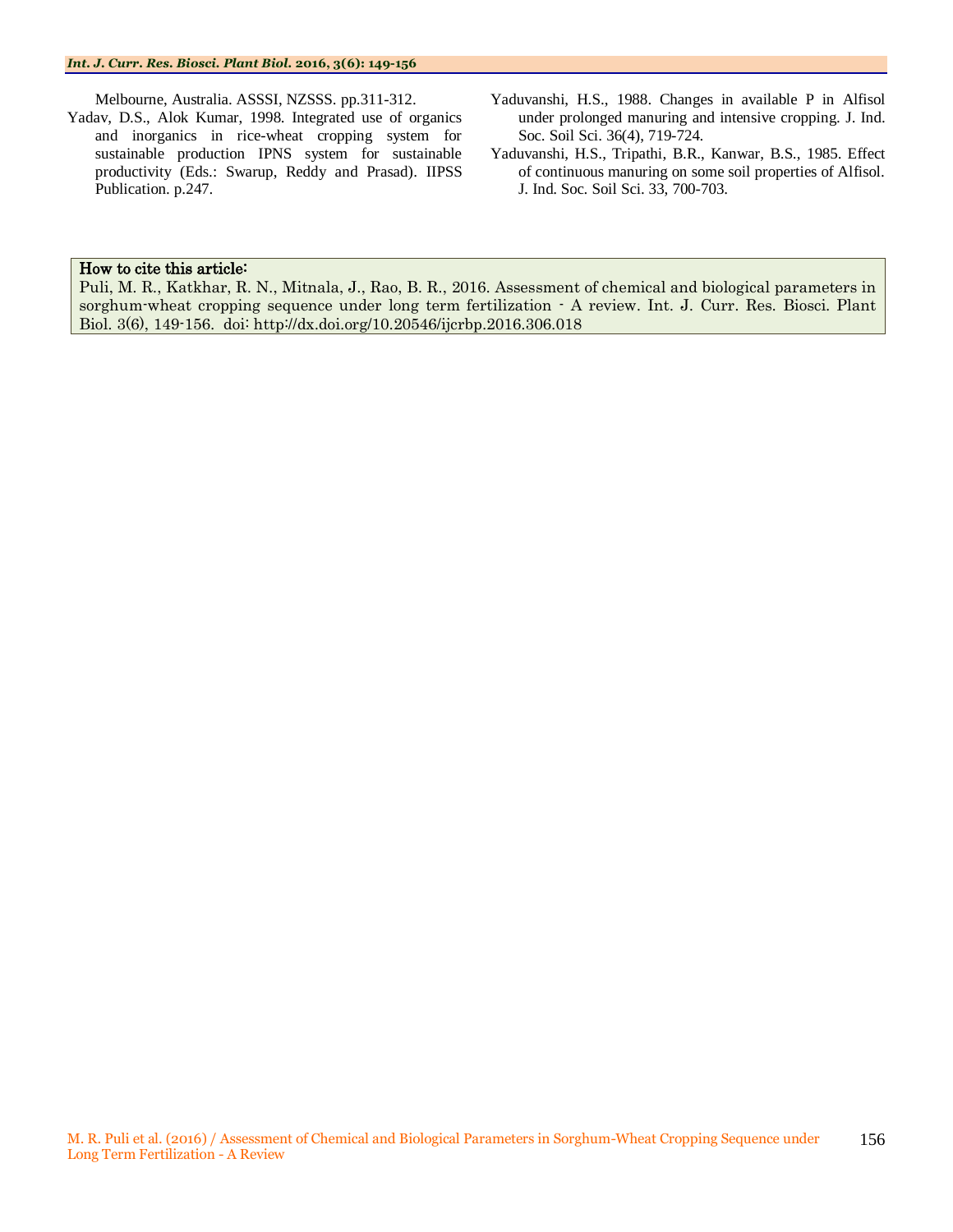Melbourne, Australia. ASSSI, NZSSS. pp.311-312.

Yadav, D.S., Alok Kumar, 1998. Integrated use of organics and inorganics in rice-wheat cropping system for sustainable production IPNS system for sustainable productivity (Eds.: Swarup, Reddy and Prasad). IIPSS Publication. p.247.

Yaduvanshi, H.S., 1988. Changes in available P in Alfisol under prolonged manuring and intensive cropping. J. Ind. Soc. Soil Sci. 36(4), 719-724.

Yaduvanshi, H.S., Tripathi, B.R., Kanwar, B.S., 1985. Effect of continuous manuring on some soil properties of Alfisol. J. Ind. Soc. Soil Sci. 33, 700-703.

**How to cite this article:**

Puli, M. R., Katkhar, R. N., Mitnala, J., Rao, B. R., 2016. Assessment of chemical and biological parameters in sorghum-wheat cropping sequence under long term fertilization - A review. Int. J. Curr. Res. Biosci. Plant Biol. 3(6), 149-156. doi: http://dx.doi.org/10.20546/ijcrbp.2016.306.018